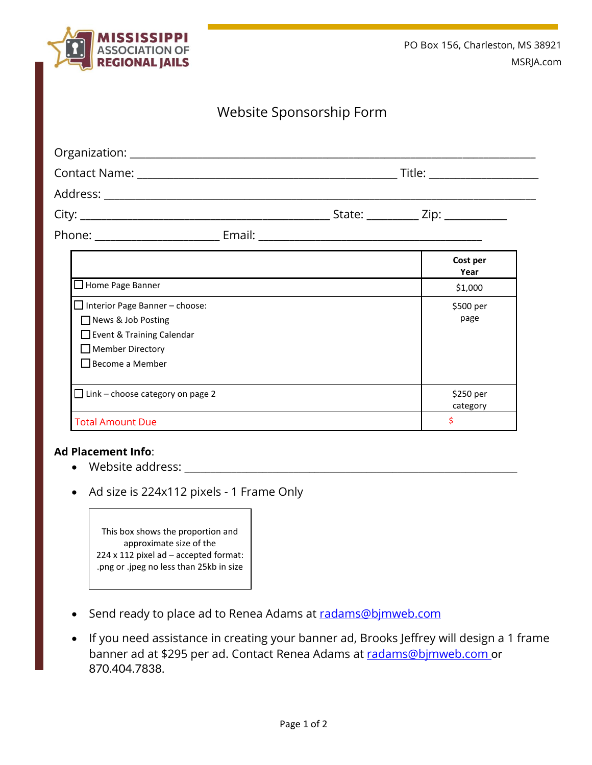MISSISSIPPI ASSOCIATION OF REGIONAL JAILS

PO Box 156, Charleston, MS 38921
MSRJA.com

# Website Sponsorship Form

Organization: ______________________________________________________________

Contact Name: _______________________________________ Title: _______________

Address: ___________________________________________________________________

City: ______________________________________ State: ________ Zip: __________

Phone: ____________________ Email: ___________________________________

| | Cost per Year |
|---|---|
| ☐ Home Page Banner | $1,000 |
| ☐ Interior Page Banner – choose:<br>☐ News & Job Posting<br>☐ Event & Training Calendar<br>☐ Member Directory<br>☐ Become a Member | $500 per page |
| ☐ Link – choose category on page 2 | $250 per category |
| Total Amount Due | $ |

**Ad Placement Info**:

- Website address: ___________________________________________________________
- Ad size is 224x112 pixels - 1 Frame Only

This box shows the proportion and approximate size of the 224 x 112 pixel ad – accepted format: .png or .jpeg no less than 25kb in size

- Send ready to place ad to Renea Adams at radams@bjmweb.com
- If you need assistance in creating your banner ad, Brooks Jeffrey will design a 1 frame banner ad at $295 per ad. Contact Renea Adams at radams@bjmweb.com or 870.404.7838.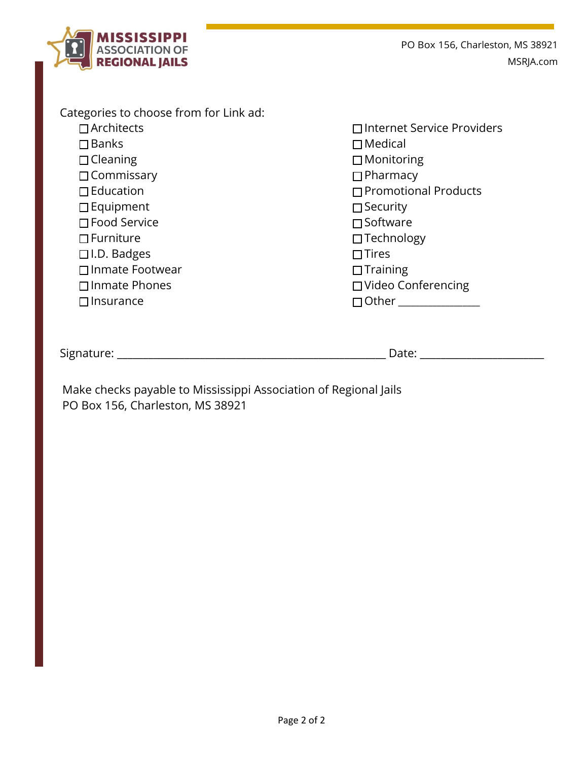**MISSISSIPPI ASSOCIATION OF REGIONAL JAILS**

PO Box 156, Charleston, MS 38921
MSRJA.com

Categories to choose from for Link ad:

- ☐ Architects
- ☐ Banks
- ☐ Cleaning
- ☐ Commissary
- ☐ Education
- ☐ Equipment
- ☐ Food Service
- ☐ Furniture
- ☐ I.D. Badges
- ☐ Inmate Footwear
- ☐ Inmate Phones
- ☐ Insurance
- ☐ Internet Service Providers
- ☐ Medical
- ☐ Monitoring
- ☐ Pharmacy
- ☐ Promotional Products
- ☐ Security
- ☐ Software
- ☐ Technology
- ☐ Tires
- ☐ Training
- ☐ Video Conferencing
- ☐ Other _______________

Signature: ________________________________________________ Date: ______________________

Make checks payable to Mississippi Association of Regional Jails
PO Box 156, Charleston, MS 38921